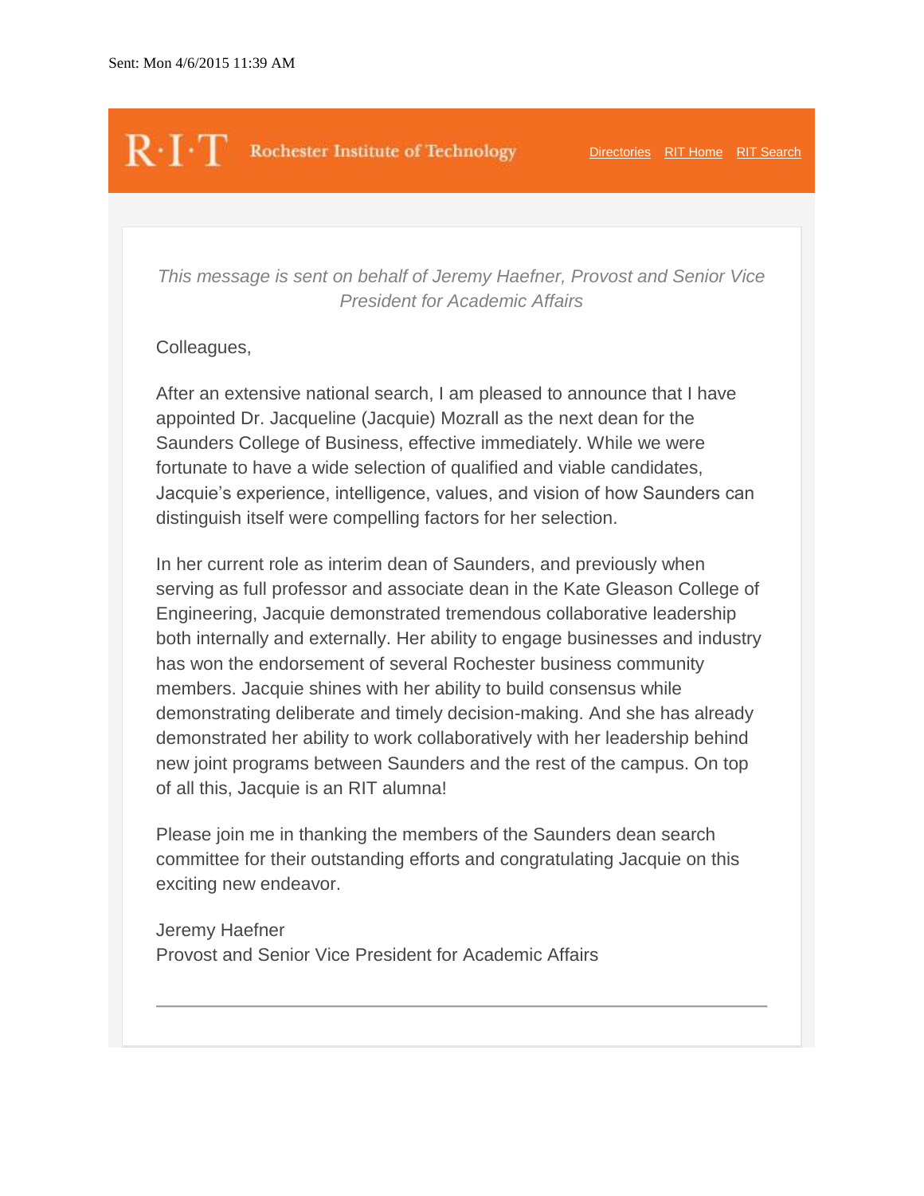Sent: Mon 4/6/2015 11:39 AM

R·I·T Rochester Institute of Technology

[Directories](#) [RIT Home](#) [RIT Search](#)

*This message is sent on behalf of Jeremy Haefner, Provost and Senior Vice President for Academic Affairs*

Colleagues,

After an extensive national search, I am pleased to announce that I have appointed Dr. Jacqueline (Jacquie) Mozrall as the next dean for the Saunders College of Business, effective immediately. While we were fortunate to have a wide selection of qualified and viable candidates, Jacquie's experience, intelligence, values, and vision of how Saunders can distinguish itself were compelling factors for her selection.

In her current role as interim dean of Saunders, and previously when serving as full professor and associate dean in the Kate Gleason College of Engineering, Jacquie demonstrated tremendous collaborative leadership both internally and externally. Her ability to engage businesses and industry has won the endorsement of several Rochester business community members. Jacquie shines with her ability to build consensus while demonstrating deliberate and timely decision-making. And she has already demonstrated her ability to work collaboratively with her leadership behind new joint programs between Saunders and the rest of the campus. On top of all this, Jacquie is an RIT alumna!

Please join me in thanking the members of the Saunders dean search committee for their outstanding efforts and congratulating Jacquie on this exciting new endeavor.

Jeremy Haefner
Provost and Senior Vice President for Academic Affairs

---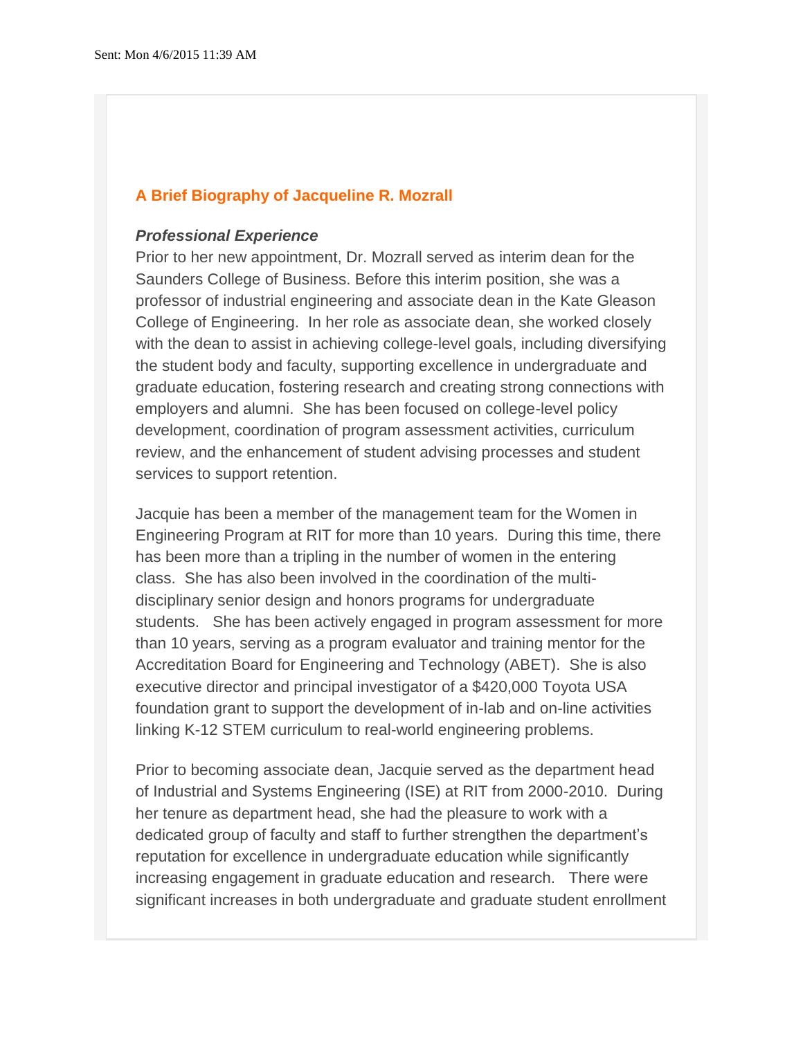Sent: Mon 4/6/2015 11:39 AM

## A Brief Biography of Jacqueline R. Mozrall

***Professional Experience***

Prior to her new appointment, Dr. Mozrall served as interim dean for the Saunders College of Business. Before this interim position, she was a professor of industrial engineering and associate dean in the Kate Gleason College of Engineering. In her role as associate dean, she worked closely with the dean to assist in achieving college-level goals, including diversifying the student body and faculty, supporting excellence in undergraduate and graduate education, fostering research and creating strong connections with employers and alumni. She has been focused on college-level policy development, coordination of program assessment activities, curriculum review, and the enhancement of student advising processes and student services to support retention.

Jacquie has been a member of the management team for the Women in Engineering Program at RIT for more than 10 years. During this time, there has been more than a tripling in the number of women in the entering class. She has also been involved in the coordination of the multi-disciplinary senior design and honors programs for undergraduate students. She has been actively engaged in program assessment for more than 10 years, serving as a program evaluator and training mentor for the Accreditation Board for Engineering and Technology (ABET). She is also executive director and principal investigator of a $420,000 Toyota USA foundation grant to support the development of in-lab and on-line activities linking K-12 STEM curriculum to real-world engineering problems.

Prior to becoming associate dean, Jacquie served as the department head of Industrial and Systems Engineering (ISE) at RIT from 2000-2010. During her tenure as department head, she had the pleasure to work with a dedicated group of faculty and staff to further strengthen the department's reputation for excellence in undergraduate education while significantly increasing engagement in graduate education and research. There were significant increases in both undergraduate and graduate student enrollment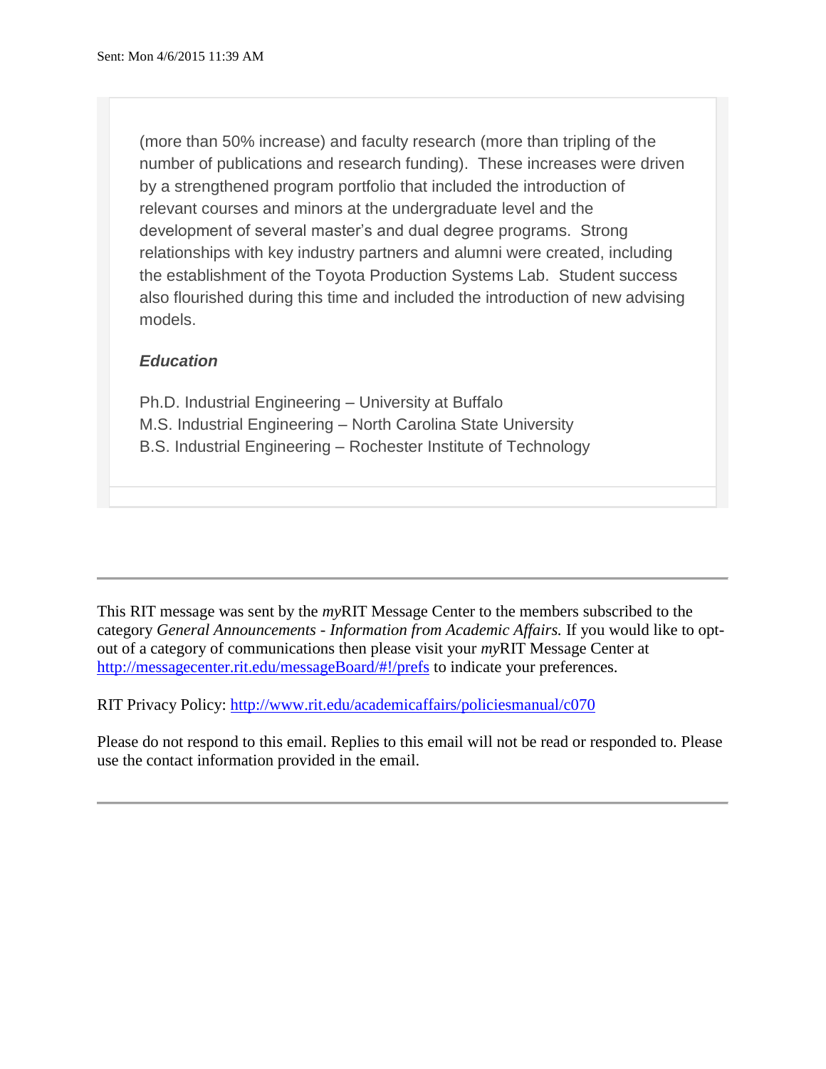Sent: Mon 4/6/2015 11:39 AM

(more than 50% increase) and faculty research (more than tripling of the number of publications and research funding). These increases were driven by a strengthened program portfolio that included the introduction of relevant courses and minors at the undergraduate level and the development of several master's and dual degree programs. Strong relationships with key industry partners and alumni were created, including the establishment of the Toyota Production Systems Lab. Student success also flourished during this time and included the introduction of new advising models.

***Education***

Ph.D. Industrial Engineering – University at Buffalo
M.S. Industrial Engineering – North Carolina State University
B.S. Industrial Engineering – Rochester Institute of Technology

---

This RIT message was sent by the *my*RIT Message Center to the members subscribed to the category *General Announcements - Information from Academic Affairs.* If you would like to opt-out of a category of communications then please visit your *my*RIT Message Center at http://messagecenter.rit.edu/messageBoard/#!/prefs to indicate your preferences.

RIT Privacy Policy: http://www.rit.edu/academicaffairs/policiesmanual/c070

Please do not respond to this email. Replies to this email will not be read or responded to. Please use the contact information provided in the email.

---